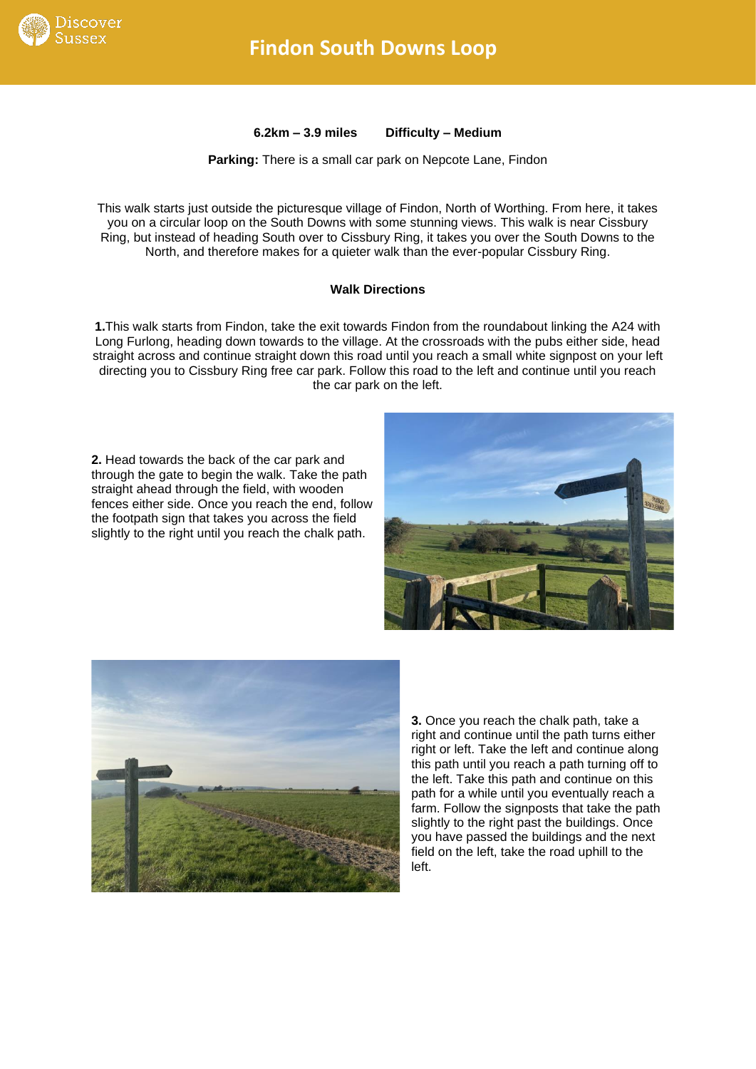# Findon South Downs Loop

**6.2km – 3.9 miles** **Difficulty – Medium**

**Parking:** There is a small car park on Nepcote Lane, Findon

This walk starts just outside the picturesque village of Findon, North of Worthing. From here, it takes you on a circular loop on the South Downs with some stunning views. This walk is near Cissbury Ring, but instead of heading South over to Cissbury Ring, it takes you over the South Downs to the North, and therefore makes for a quieter walk than the ever-popular Cissbury Ring.

## Walk Directions

**1.** This walk starts from Findon, take the exit towards Findon from the roundabout linking the A24 with Long Furlong, heading down towards to the village. At the crossroads with the pubs either side, head straight across and continue straight down this road until you reach a small white signpost on your left directing you to Cissbury Ring free car park. Follow this road to the left and continue until you reach the car park on the left.

**2.** Head towards the back of the car park and through the gate to begin the walk. Take the path straight ahead through the field, with wooden fences either side. Once you reach the end, follow the footpath sign that takes you across the field slightly to the right until you reach the chalk path.

**3.** Once you reach the chalk path, take a right and continue until the path turns either right or left. Take the left and continue along this path until you reach a path turning off to the left. Take this path and continue on this path for a while until you eventually reach a farm. Follow the signposts that take the path slightly to the right past the buildings. Once you have passed the buildings and the next field on the left, take the road uphill to the left.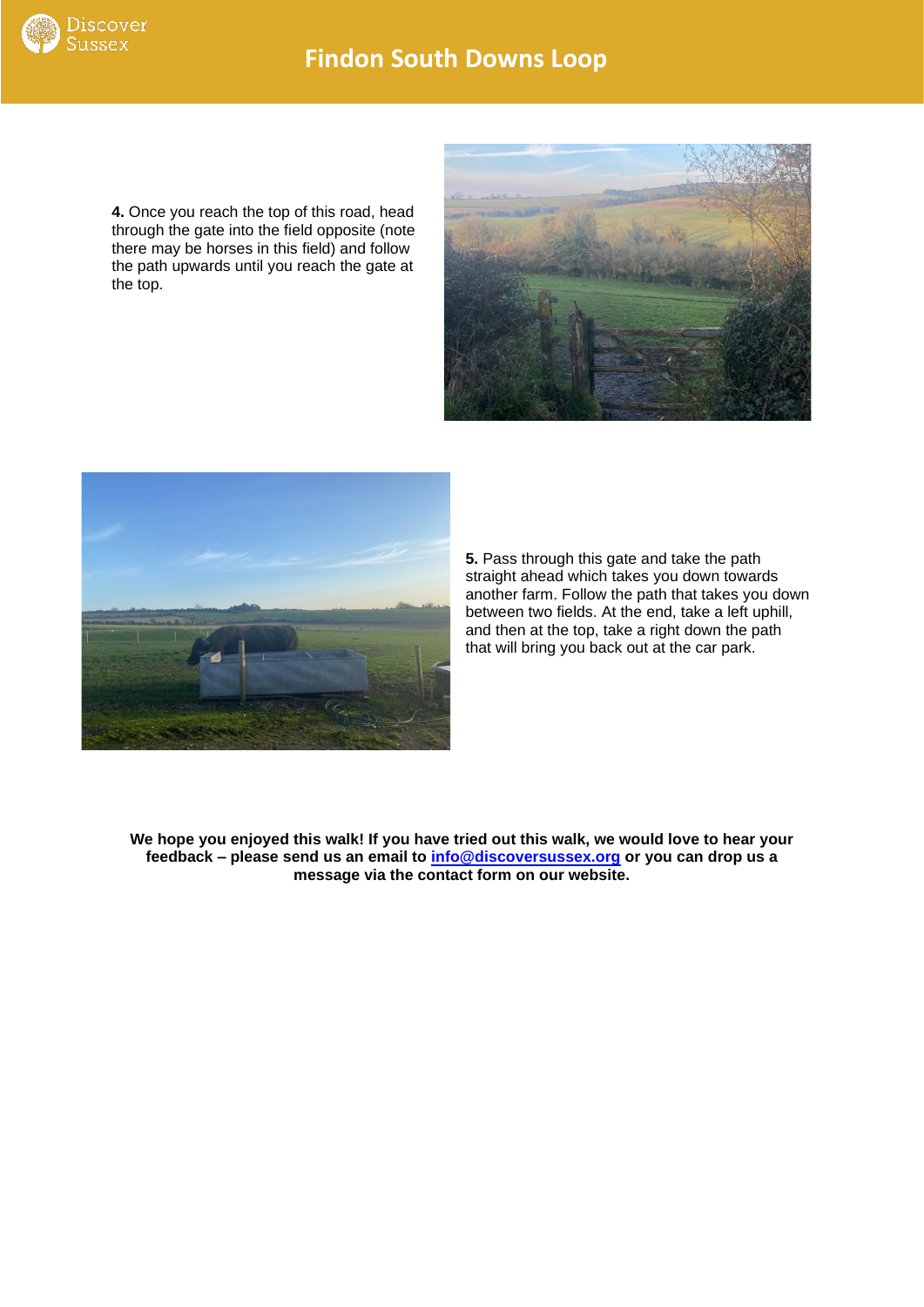**4.** Once you reach the top of this road, head through the gate into the field opposite (note there may be horses in this field) and follow the path upwards until you reach the gate at the top.

**5.** Pass through this gate and take the path straight ahead which takes you down towards another farm. Follow the path that takes you down between two fields. At the end, take a left uphill, and then at the top, take a right down the path that will bring you back out at the car park.

**We hope you enjoyed this walk! If you have tried out this walk, we would love to hear your feedback – please send us an email to [info@discoversussex.org](mailto:info@discoversussex.org) or you can drop us a message via the contact form on our website.**